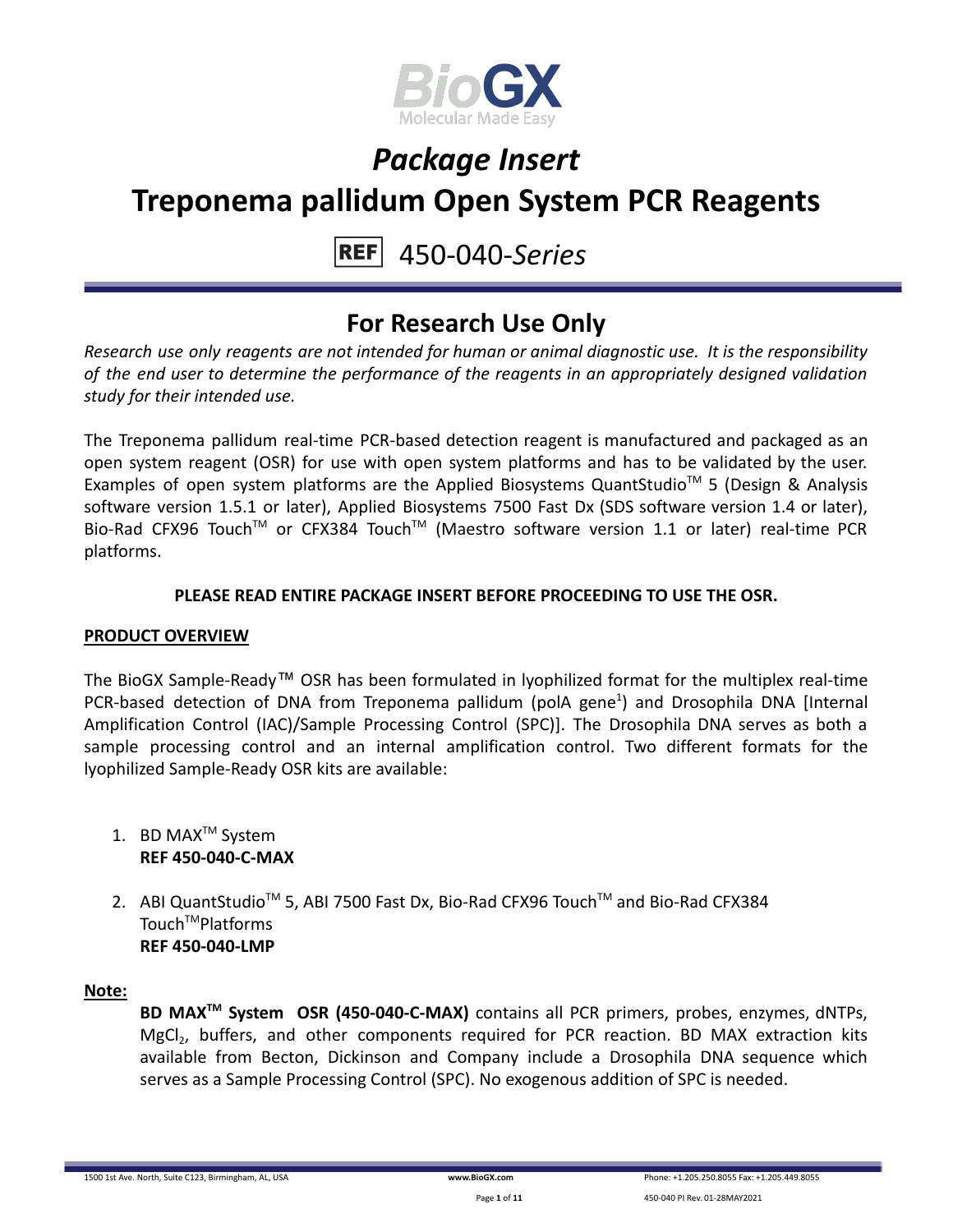# *Package Insert*

# Treponema pallidum Open System PCR Reagents

REF 450-040-*Series*

## For Research Use Only

*Research use only reagents are not intended for human or animal diagnostic use. It is the responsibility of the end user to determine the performance of the reagents in an appropriately designed validation study for their intended use.*

The Treponema pallidum real-time PCR-based detection reagent is manufactured and packaged as an open system reagent (OSR) for use with open system platforms and has to be validated by the user. Examples of open system platforms are the Applied Biosystems QuantStudio™ 5 (Design & Analysis software version 1.5.1 or later), Applied Biosystems 7500 Fast Dx (SDS software version 1.4 or later), Bio-Rad CFX96 Touch™ or CFX384 Touch™ (Maestro software version 1.1 or later) real-time PCR platforms.

**PLEASE READ ENTIRE PACKAGE INSERT BEFORE PROCEEDING TO USE THE OSR.**

**PRODUCT OVERVIEW**

The BioGX Sample-Ready™ OSR has been formulated in lyophilized format for the multiplex real-time PCR-based detection of DNA from Treponema pallidum (polA gene[1]) and Drosophila DNA [Internal Amplification Control (IAC)/Sample Processing Control (SPC)]. The Drosophila DNA serves as both a sample processing control and an internal amplification control. Two different formats for the lyophilized Sample-Ready OSR kits are available:

1. BD MAX™ System
   **REF 450-040-C-MAX**
2. ABI QuantStudio™ 5, ABI 7500 Fast Dx, Bio-Rad CFX96 Touch™ and Bio-Rad CFX384 Touch™Platforms
   **REF 450-040-LMP**

**Note:**

**BD MAX™ System OSR (450-040-C-MAX)** contains all PCR primers, probes, enzymes, dNTPs, $MgCl_2$, buffers, and other components required for PCR reaction. BD MAX extraction kits available from Becton, Dickinson and Company include a Drosophila DNA sequence which serves as a Sample Processing Control (SPC). No exogenous addition of SPC is needed.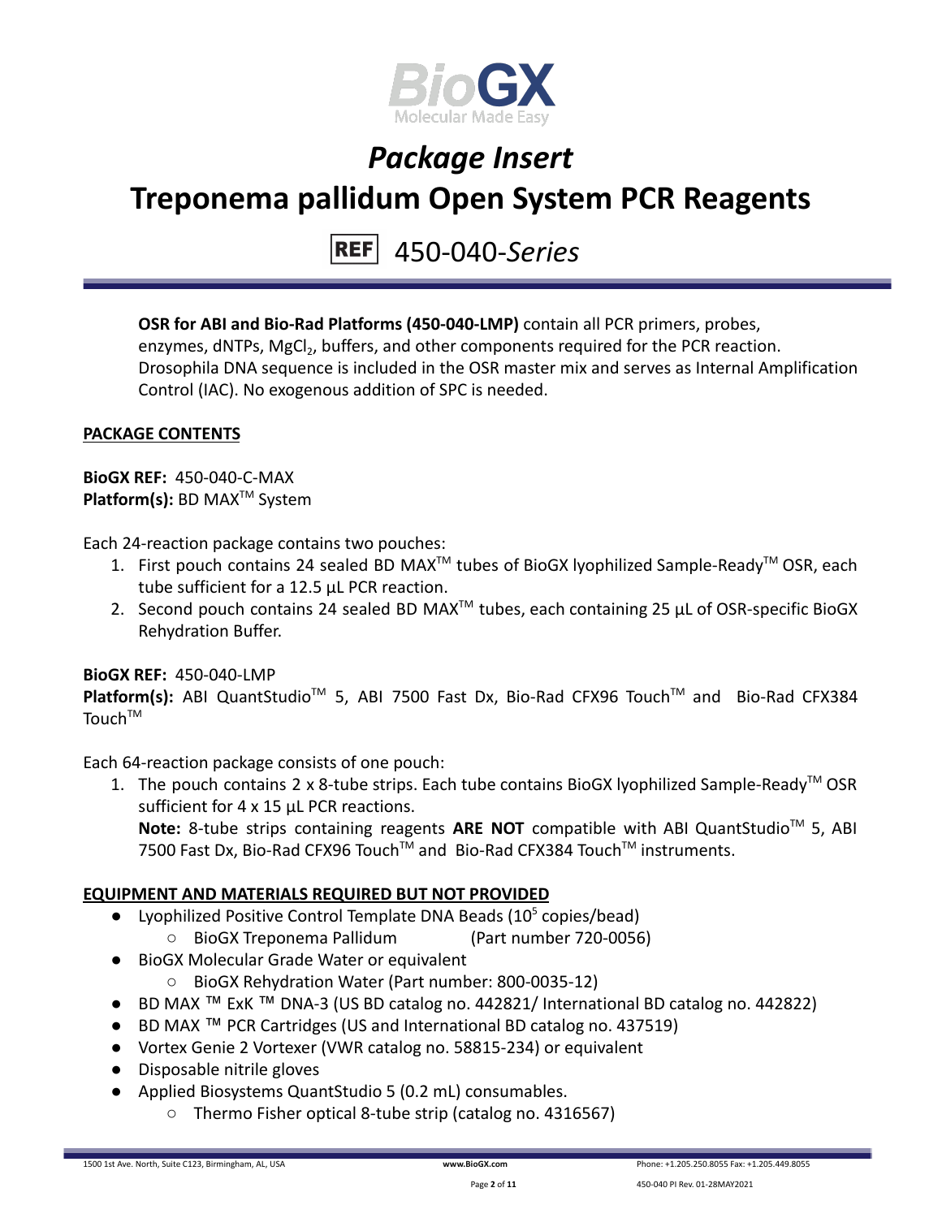# *Package Insert*

# Treponema pallidum Open System PCR Reagents

REF 450-040-*Series*

**OSR for ABI and Bio-Rad Platforms (450-040-LMP)** contain all PCR primers, probes, enzymes, dNTPs, $MgCl_2$, buffers, and other components required for the PCR reaction. Drosophila DNA sequence is included in the OSR master mix and serves as Internal Amplification Control (IAC). No exogenous addition of SPC is needed.

## PACKAGE CONTENTS

**BioGX REF:** 450-040-C-MAX
**Platform(s):** BD MAX™ System

Each 24-reaction package contains two pouches:

1. First pouch contains 24 sealed BD MAX™ tubes of BioGX lyophilized Sample-Ready™ OSR, each tube sufficient for a 12.5 µL PCR reaction.
2. Second pouch contains 24 sealed BD MAX™ tubes, each containing 25 µL of OSR-specific BioGX Rehydration Buffer.

**BioGX REF:** 450-040-LMP
**Platform(s):** ABI QuantStudio™ 5, ABI 7500 Fast Dx, Bio-Rad CFX96 Touch™ and Bio-Rad CFX384 Touch™

Each 64-reaction package consists of one pouch:

1. The pouch contains 2 x 8-tube strips. Each tube contains BioGX lyophilized Sample-Ready™ OSR sufficient for 4 x 15 µL PCR reactions.
   **Note:** 8-tube strips containing reagents **ARE NOT** compatible with ABI QuantStudio™ 5, ABI 7500 Fast Dx, Bio-Rad CFX96 Touch™ and Bio-Rad CFX384 Touch™ instruments.

## EQUIPMENT AND MATERIALS REQUIRED BUT NOT PROVIDED

- Lyophilized Positive Control Template DNA Beads ($10^5$ copies/bead)
  - BioGX Treponema Pallidum (Part number 720-0056)
- BioGX Molecular Grade Water or equivalent
  - BioGX Rehydration Water (Part number: 800-0035-12)
- BD MAX ™ ExK ™ DNA-3 (US BD catalog no. 442821/ International BD catalog no. 442822)
- BD MAX ™ PCR Cartridges (US and International BD catalog no. 437519)
- Vortex Genie 2 Vortexer (VWR catalog no. 58815-234) or equivalent
- Disposable nitrile gloves
- Applied Biosystems QuantStudio 5 (0.2 mL) consumables.
  - Thermo Fisher optical 8-tube strip (catalog no. 4316567)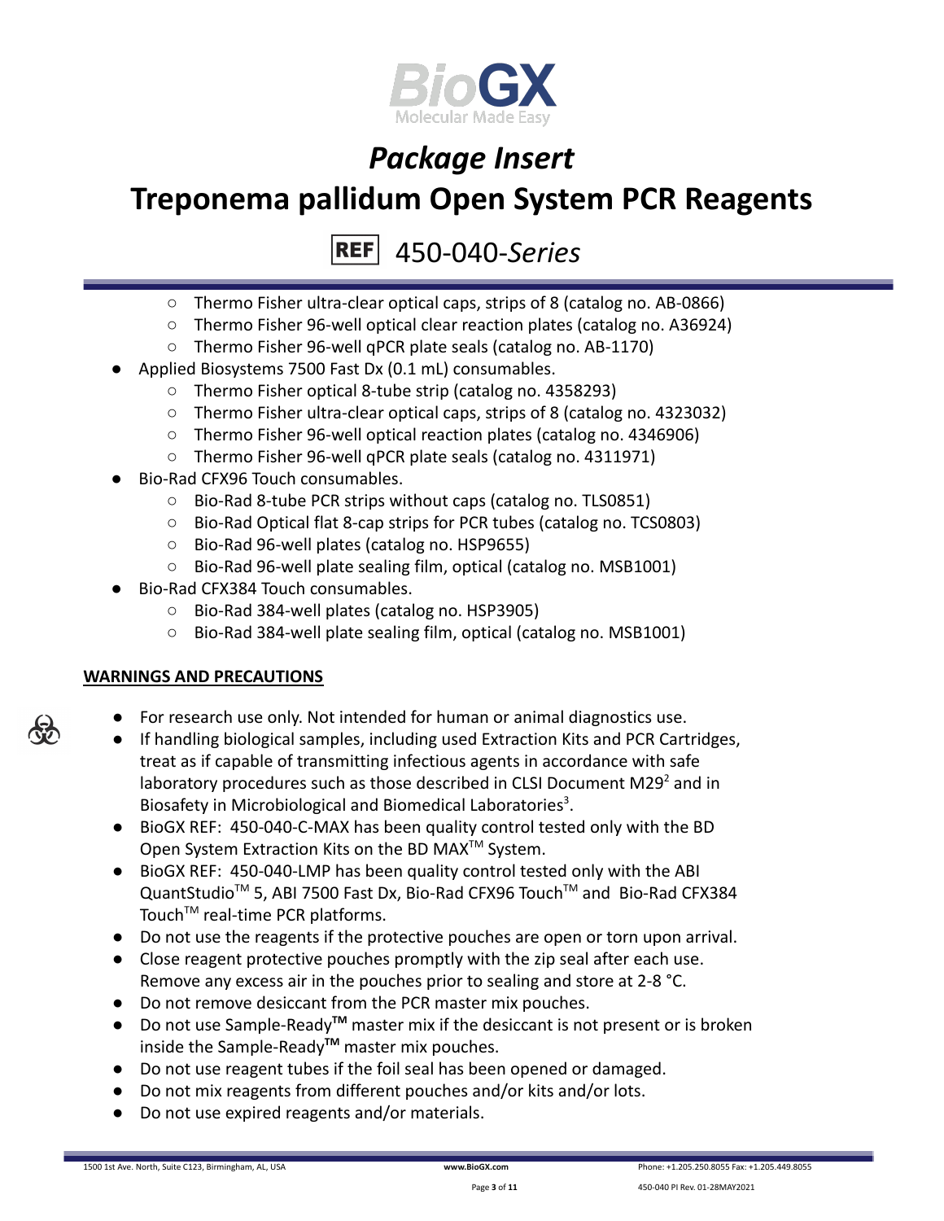- Thermo Fisher ultra-clear optical caps, strips of 8 (catalog no. AB-0866)
  - Thermo Fisher 96-well optical clear reaction plates (catalog no. A36924)
  - Thermo Fisher 96-well qPCR plate seals (catalog no. AB-1170)
- Applied Biosystems 7500 Fast Dx (0.1 mL) consumables.
  - Thermo Fisher optical 8-tube strip (catalog no. 4358293)
  - Thermo Fisher ultra-clear optical caps, strips of 8 (catalog no. 4323032)
  - Thermo Fisher 96-well optical reaction plates (catalog no. 4346906)
  - Thermo Fisher 96-well qPCR plate seals (catalog no. 4311971)
- Bio-Rad CFX96 Touch consumables.
  - Bio-Rad 8-tube PCR strips without caps (catalog no. TLS0851)
  - Bio-Rad Optical flat 8-cap strips for PCR tubes (catalog no. TCS0803)
  - Bio-Rad 96-well plates (catalog no. HSP9655)
  - Bio-Rad 96-well plate sealing film, optical (catalog no. MSB1001)
- Bio-Rad CFX384 Touch consumables.
  - Bio-Rad 384-well plates (catalog no. HSP3905)
  - Bio-Rad 384-well plate sealing film, optical (catalog no. MSB1001)

## WARNINGS AND PRECAUTIONS

- For research use only. Not intended for human or animal diagnostics use.
- If handling biological samples, including used Extraction Kits and PCR Cartridges, treat as if capable of transmitting infectious agents in accordance with safe laboratory procedures such as those described in CLSI Document M29[2] and in Biosafety in Microbiological and Biomedical Laboratories[3].
- BioGX REF: 450-040-C-MAX has been quality control tested only with the BD Open System Extraction Kits on the BD MAX™ System.
- BioGX REF: 450-040-LMP has been quality control tested only with the ABI QuantStudio™ 5, ABI 7500 Fast Dx, Bio-Rad CFX96 Touch™ and Bio-Rad CFX384 Touch™ real-time PCR platforms.
- Do not use the reagents if the protective pouches are open or torn upon arrival.
- Close reagent protective pouches promptly with the zip seal after each use. Remove any excess air in the pouches prior to sealing and store at 2-8 °C.
- Do not remove desiccant from the PCR master mix pouches.
- Do not use Sample-Ready™ master mix if the desiccant is not present or is broken inside the Sample-Ready™ master mix pouches.
- Do not use reagent tubes if the foil seal has been opened or damaged.
- Do not mix reagents from different pouches and/or kits and/or lots.
- Do not use expired reagents and/or materials.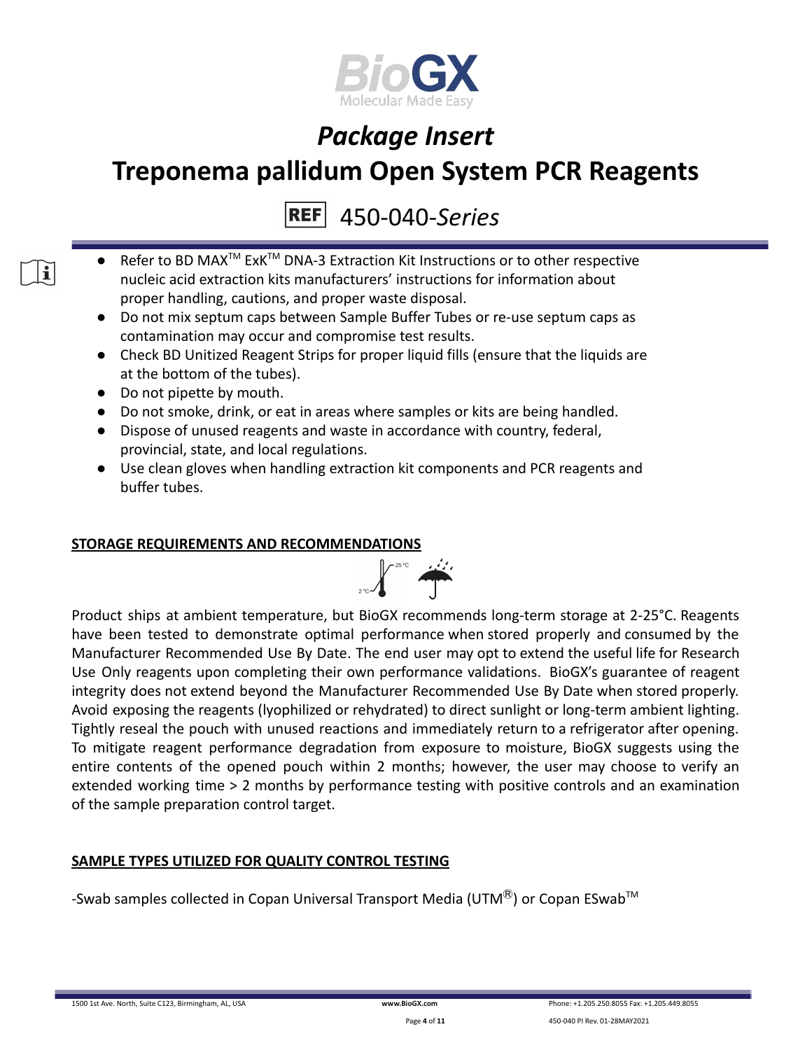- Refer to BD MAX™ ExK™ DNA-3 Extraction Kit Instructions or to other respective nucleic acid extraction kits manufacturers' instructions for information about proper handling, cautions, and proper waste disposal.
- Do not mix septum caps between Sample Buffer Tubes or re-use septum caps as contamination may occur and compromise test results.
- Check BD Unitized Reagent Strips for proper liquid fills (ensure that the liquids are at the bottom of the tubes).
- Do not pipette by mouth.
- Do not smoke, drink, or eat in areas where samples or kits are being handled.
- Dispose of unused reagents and waste in accordance with country, federal, provincial, state, and local regulations.
- Use clean gloves when handling extraction kit components and PCR reagents and buffer tubes.

## STORAGE REQUIREMENTS AND RECOMMENDATIONS

Product ships at ambient temperature, but BioGX recommends long-term storage at 2-25°C. Reagents have been tested to demonstrate optimal performance when stored properly and consumed by the Manufacturer Recommended Use By Date. The end user may opt to extend the useful life for Research Use Only reagents upon completing their own performance validations. BioGX's guarantee of reagent integrity does not extend beyond the Manufacturer Recommended Use By Date when stored properly. Avoid exposing the reagents (lyophilized or rehydrated) to direct sunlight or long-term ambient lighting. Tightly reseal the pouch with unused reactions and immediately return to a refrigerator after opening. To mitigate reagent performance degradation from exposure to moisture, BioGX suggests using the entire contents of the opened pouch within 2 months; however, the user may choose to verify an extended working time > 2 months by performance testing with positive controls and an examination of the sample preparation control target.

## SAMPLE TYPES UTILIZED FOR QUALITY CONTROL TESTING

-Swab samples collected in Copan Universal Transport Media (UTM®) or Copan ESwab™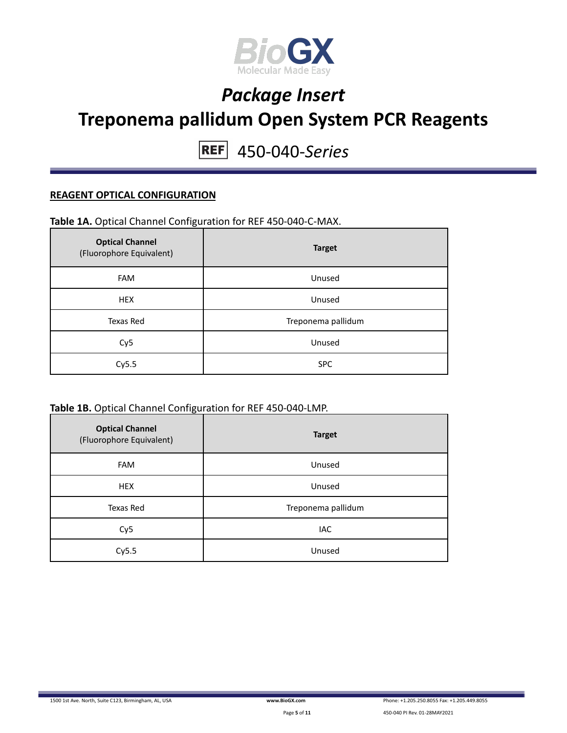## REAGENT OPTICAL CONFIGURATION

**Table 1A.** Optical Channel Configuration for REF 450-040-C-MAX.

| **Optical Channel** (Fluorophore Equivalent) | **Target** |
|---|---|
| FAM | Unused |
| HEX | Unused |
| Texas Red | Treponema pallidum |
| Cy5 | Unused |
| Cy5.5 | SPC |

**Table 1B.** Optical Channel Configuration for REF 450-040-LMP.

| **Optical Channel** (Fluorophore Equivalent) | **Target** |
|---|---|
| FAM | Unused |
| HEX | Unused |
| Texas Red | Treponema pallidum |
| Cy5 | IAC |
| Cy5.5 | Unused |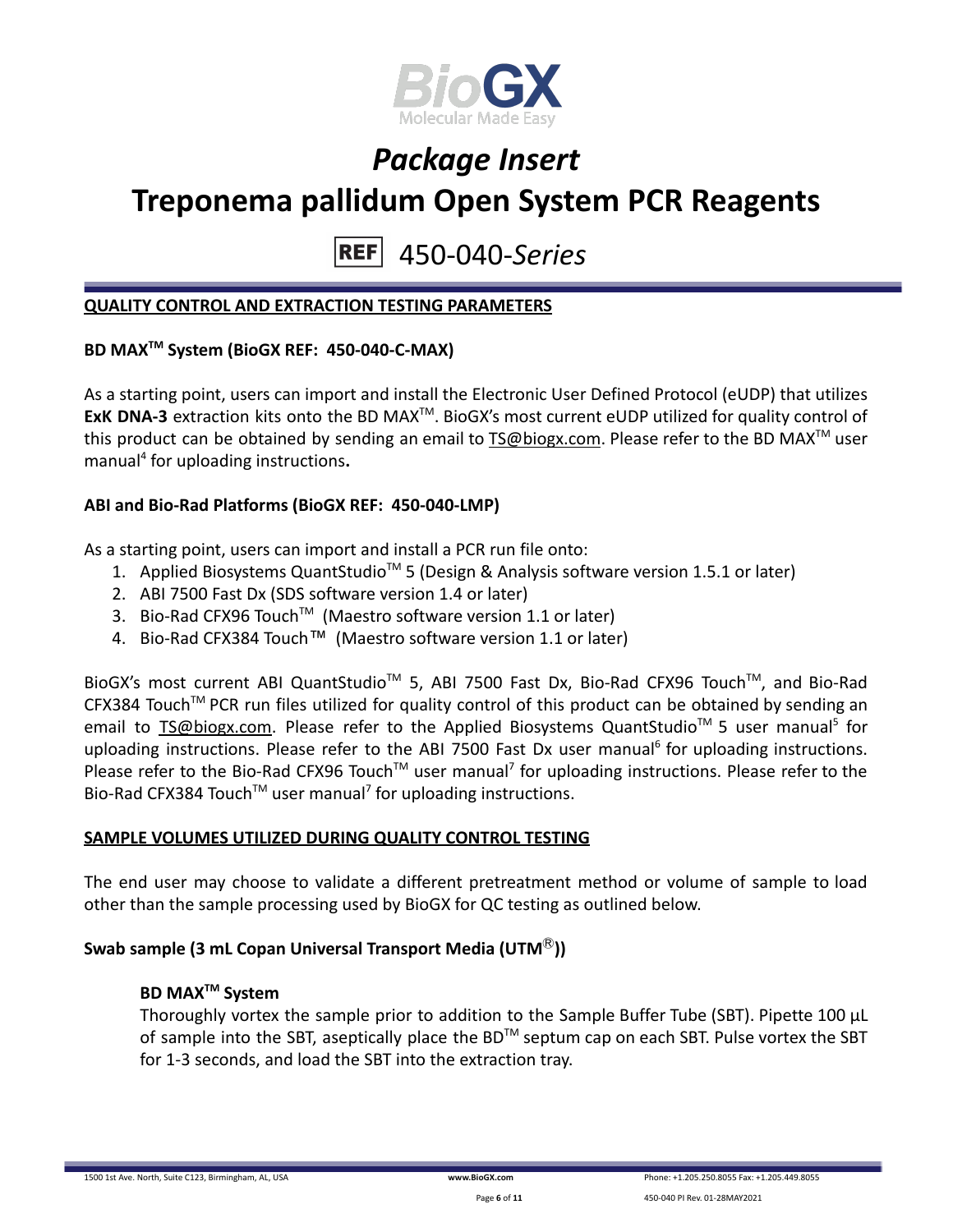## QUALITY CONTROL AND EXTRACTION TESTING PARAMETERS

### BD MAX™ System (BioGX REF: 450-040-C-MAX)

As a starting point, users can import and install the Electronic User Defined Protocol (eUDP) that utilizes **ExK DNA-3** extraction kits onto the BD MAX™. BioGX's most current eUDP utilized for quality control of this product can be obtained by sending an email to TS@biogx.com. Please refer to the BD MAX™ user manual[4] for uploading instructions**.**

### ABI and Bio-Rad Platforms (BioGX REF: 450-040-LMP)

As a starting point, users can import and install a PCR run file onto:

1. Applied Biosystems QuantStudio™ 5 (Design & Analysis software version 1.5.1 or later)
2. ABI 7500 Fast Dx (SDS software version 1.4 or later)
3. Bio-Rad CFX96 Touch™ (Maestro software version 1.1 or later)
4. Bio-Rad CFX384 Touch™ (Maestro software version 1.1 or later)

BioGX's most current ABI QuantStudio™ 5, ABI 7500 Fast Dx, Bio-Rad CFX96 Touch™, and Bio-Rad CFX384 Touch™ PCR run files utilized for quality control of this product can be obtained by sending an email to TS@biogx.com. Please refer to the Applied Biosystems QuantStudio™ 5 user manual[5] for uploading instructions. Please refer to the ABI 7500 Fast Dx user manual[6] for uploading instructions. Please refer to the Bio-Rad CFX96 Touch™ user manual[7] for uploading instructions. Please refer to the Bio-Rad CFX384 Touch™ user manual[7] for uploading instructions.

## SAMPLE VOLUMES UTILIZED DURING QUALITY CONTROL TESTING

The end user may choose to validate a different pretreatment method or volume of sample to load other than the sample processing used by BioGX for QC testing as outlined below.

### Swab sample (3 mL Copan Universal Transport Media (UTM®))

#### BD MAX™ System

Thoroughly vortex the sample prior to addition to the Sample Buffer Tube (SBT). Pipette 100 µL of sample into the SBT, aseptically place the BD™ septum cap on each SBT. Pulse vortex the SBT for 1-3 seconds, and load the SBT into the extraction tray.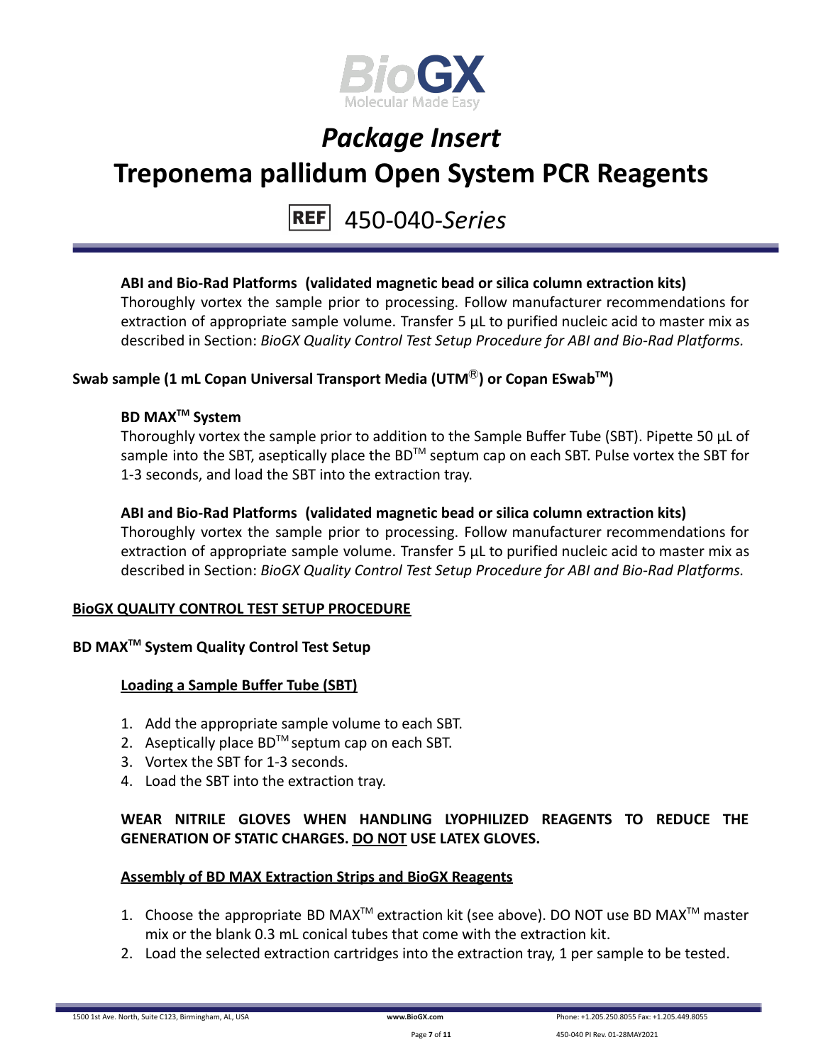**ABI and Bio-Rad Platforms (validated magnetic bead or silica column extraction kits)**
Thoroughly vortex the sample prior to processing. Follow manufacturer recommendations for extraction of appropriate sample volume. Transfer 5 µL to purified nucleic acid to master mix as described in Section: *BioGX Quality Control Test Setup Procedure for ABI and Bio-Rad Platforms.*

**Swab sample (1 mL Copan Universal Transport Media (UTM®) or Copan ESwab™)**

**BD MAX™ System**
Thoroughly vortex the sample prior to addition to the Sample Buffer Tube (SBT). Pipette 50 µL of sample into the SBT, aseptically place the BD™ septum cap on each SBT. Pulse vortex the SBT for 1-3 seconds, and load the SBT into the extraction tray.

**ABI and Bio-Rad Platforms (validated magnetic bead or silica column extraction kits)**
Thoroughly vortex the sample prior to processing. Follow manufacturer recommendations for extraction of appropriate sample volume. Transfer 5 µL to purified nucleic acid to master mix as described in Section: *BioGX Quality Control Test Setup Procedure for ABI and Bio-Rad Platforms.*

## BioGX QUALITY CONTROL TEST SETUP PROCEDURE

### BD MAX™ System Quality Control Test Setup

#### Loading a Sample Buffer Tube (SBT)

1. Add the appropriate sample volume to each SBT.
2. Aseptically place BD™ septum cap on each SBT.
3. Vortex the SBT for 1-3 seconds.
4. Load the SBT into the extraction tray.

**WEAR NITRILE GLOVES WHEN HANDLING LYOPHILIZED REAGENTS TO REDUCE THE GENERATION OF STATIC CHARGES. DO NOT USE LATEX GLOVES.**

#### Assembly of BD MAX Extraction Strips and BioGX Reagents

1. Choose the appropriate BD MAX™ extraction kit (see above). DO NOT use BD MAX™ master mix or the blank 0.3 mL conical tubes that come with the extraction kit.
2. Load the selected extraction cartridges into the extraction tray, 1 per sample to be tested.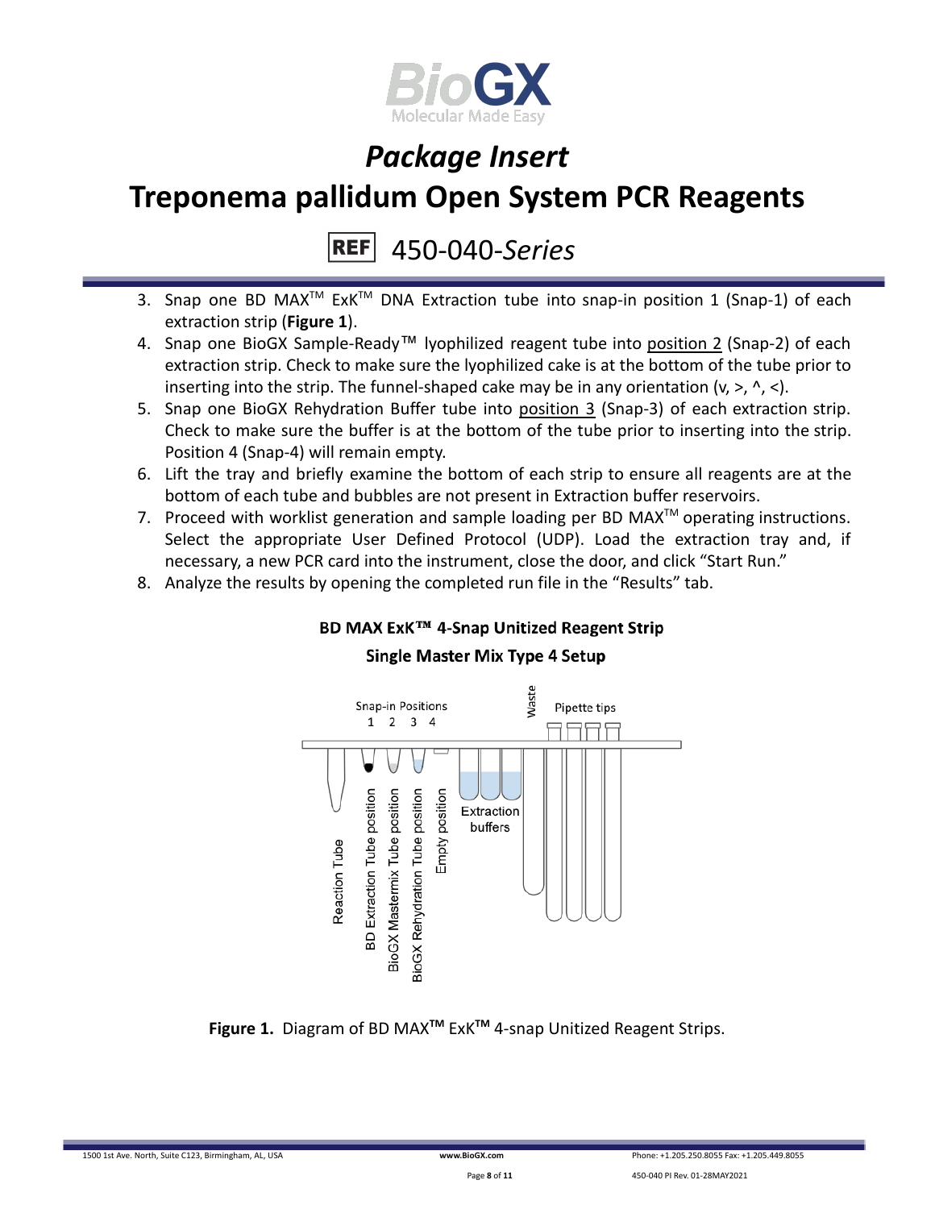3. Snap one BD MAX™ ExK™ DNA Extraction tube into snap-in position 1 (Snap-1) of each extraction strip (**Figure 1**).
4. Snap one BioGX Sample-Ready™ lyophilized reagent tube into position 2 (Snap-2) of each extraction strip. Check to make sure the lyophilized cake is at the bottom of the tube prior to inserting into the strip. The funnel-shaped cake may be in any orientation (v, >, ^, <).
5. Snap one BioGX Rehydration Buffer tube into position 3 (Snap-3) of each extraction strip. Check to make sure the buffer is at the bottom of the tube prior to inserting into the strip. Position 4 (Snap-4) will remain empty.
6. Lift the tray and briefly examine the bottom of each strip to ensure all reagents are at the bottom of each tube and bubbles are not present in Extraction buffer reservoirs.
7. Proceed with worklist generation and sample loading per BD MAX™ operating instructions. Select the appropriate User Defined Protocol (UDP). Load the extraction tray and, if necessary, a new PCR card into the instrument, close the door, and click "Start Run."
8. Analyze the results by opening the completed run file in the "Results" tab.

**BD MAX ExK™ 4-Snap Unitized Reagent Strip**

**Single Master Mix Type 4 Setup**

Snap-in Positions 1 2 3 4; Waste; Pipette tips; Reaction Tube; BD Extraction Tube position; BioGX Mastermix Tube position; BioGX Rehydration Tube position; Empty position; Extraction buffers

**Figure 1.** Diagram of BD MAX™ ExK™ 4-snap Unitized Reagent Strips.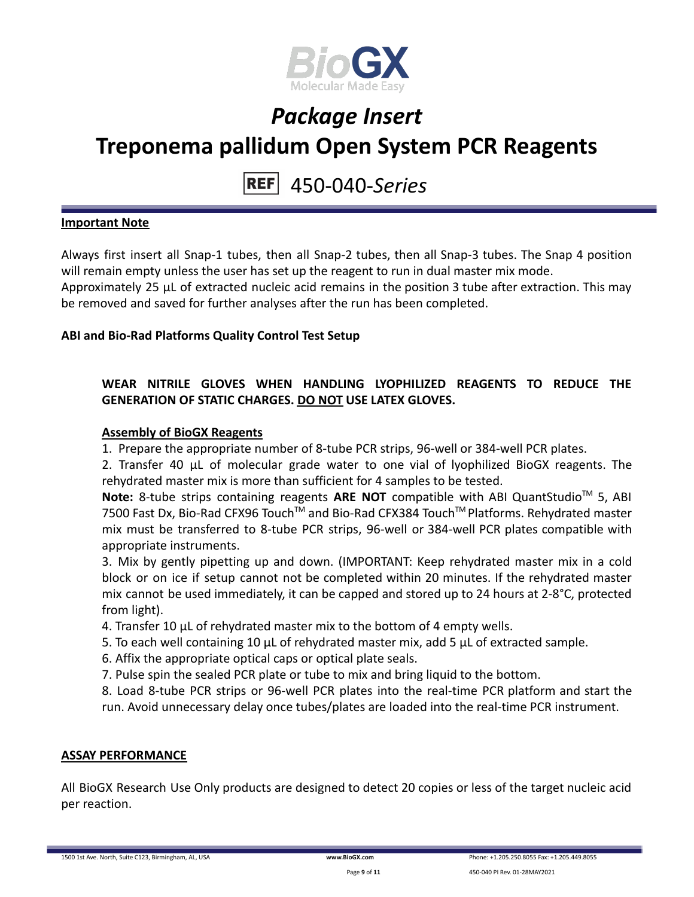# Package Insert

# Treponema pallidum Open System PCR Reagents

REF 450-040-*Series*

**Important Note**

Always first insert all Snap-1 tubes, then all Snap-2 tubes, then all Snap-3 tubes. The Snap 4 position will remain empty unless the user has set up the reagent to run in dual master mix mode.
Approximately 25 µL of extracted nucleic acid remains in the position 3 tube after extraction. This may be removed and saved for further analyses after the run has been completed.

**ABI and Bio-Rad Platforms Quality Control Test Setup**

**WEAR NITRILE GLOVES WHEN HANDLING LYOPHILIZED REAGENTS TO REDUCE THE GENERATION OF STATIC CHARGES. DO NOT USE LATEX GLOVES.**

**Assembly of BioGX Reagents**

1. Prepare the appropriate number of 8-tube PCR strips, 96-well or 384-well PCR plates.
2. Transfer 40 µL of molecular grade water to one vial of lyophilized BioGX reagents. The rehydrated master mix is more than sufficient for 4 samples to be tested.

**Note:** 8-tube strips containing reagents **ARE NOT** compatible with ABI QuantStudio™ 5, ABI 7500 Fast Dx, Bio-Rad CFX96 Touch™ and Bio-Rad CFX384 Touch™ Platforms. Rehydrated master mix must be transferred to 8-tube PCR strips, 96-well or 384-well PCR plates compatible with appropriate instruments.

3. Mix by gently pipetting up and down. (IMPORTANT: Keep rehydrated master mix in a cold block or on ice if setup cannot not be completed within 20 minutes. If the rehydrated master mix cannot be used immediately, it can be capped and stored up to 24 hours at 2-8°C, protected from light).
4. Transfer 10 µL of rehydrated master mix to the bottom of 4 empty wells.
5. To each well containing 10 µL of rehydrated master mix, add 5 µL of extracted sample.
6. Affix the appropriate optical caps or optical plate seals.
7. Pulse spin the sealed PCR plate or tube to mix and bring liquid to the bottom.
8. Load 8-tube PCR strips or 96-well PCR plates into the real-time PCR platform and start the run. Avoid unnecessary delay once tubes/plates are loaded into the real-time PCR instrument.

**ASSAY PERFORMANCE**

All BioGX Research Use Only products are designed to detect 20 copies or less of the target nucleic acid per reaction.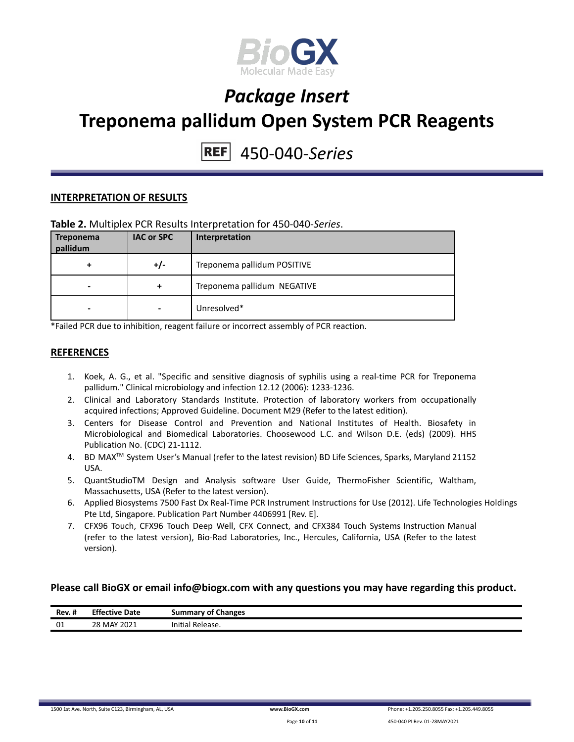## INTERPRETATION OF RESULTS

**Table 2.** Multiplex PCR Results Interpretation for 450-040-*Series*.

| Treponema pallidum | IAC or SPC | Interpretation |
|---|---|---|
| + | +/- | Treponema pallidum POSITIVE |
| - | + | Treponema pallidum NEGATIVE |
| - | - | Unresolved* |

*Failed PCR due to inhibition, reagent failure or incorrect assembly of PCR reaction.

## REFERENCES

1. Koek, A. G., et al. "Specific and sensitive diagnosis of syphilis using a real-time PCR for Treponema pallidum." Clinical microbiology and infection 12.12 (2006): 1233-1236.
2. Clinical and Laboratory Standards Institute. Protection of laboratory workers from occupationally acquired infections; Approved Guideline. Document M29 (Refer to the latest edition).
3. Centers for Disease Control and Prevention and National Institutes of Health. Biosafety in Microbiological and Biomedical Laboratories. Choosewood L.C. and Wilson D.E. (eds) (2009). HHS Publication No. (CDC) 21-1112.
4. BD MAX™ System User's Manual (refer to the latest revision) BD Life Sciences, Sparks, Maryland 21152 USA.
5. QuantStudioTM Design and Analysis software User Guide, ThermoFisher Scientific, Waltham, Massachusetts, USA (Refer to the latest version).
6. Applied Biosystems 7500 Fast Dx Real-Time PCR Instrument Instructions for Use (2012). Life Technologies Holdings Pte Ltd, Singapore. Publication Part Number 4406991 [Rev. E].
7. CFX96 Touch, CFX96 Touch Deep Well, CFX Connect, and CFX384 Touch Systems Instruction Manual (refer to the latest version), Bio-Rad Laboratories, Inc., Hercules, California, USA (Refer to the latest version).

**Please call BioGX or email info@biogx.com with any questions you may have regarding this product.**

| Rev. # | Effective Date | Summary of Changes |
|---|---|---|
| 01 | 28 MAY 2021 | Initial Release. |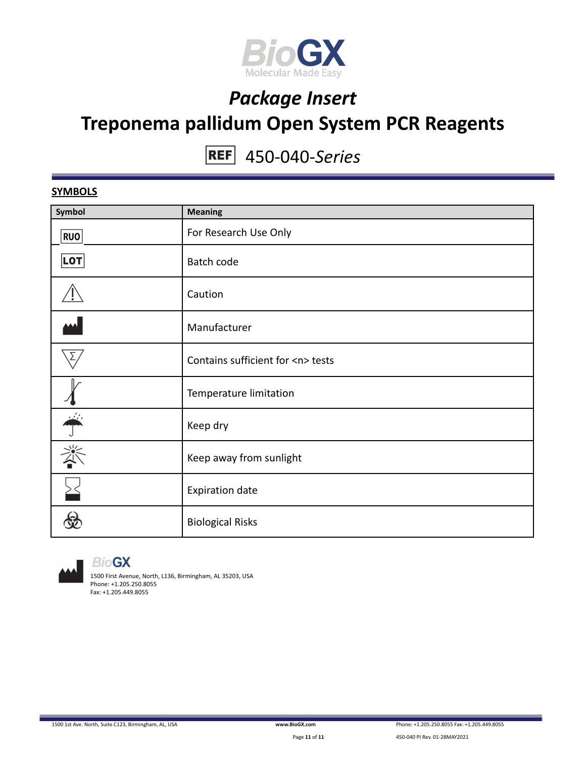# *Package Insert*

# Treponema pallidum Open System PCR Reagents

REF 450-040-*Series*

## SYMBOLS

| Symbol | Meaning |
|---|---|
| RUO | For Research Use Only |
| LOT | Batch code |
| | Caution |
| | Manufacturer |
| Σ | Contains sufficient for <n> tests |
| | Temperature limitation |
| | Keep dry |
| | Keep away from sunlight |
| | Expiration date |
| | Biological Risks |

BioGX
1500 First Avenue, North, L136, Birmingham, AL 35203, USA
Phone: +1.205.250.8055
Fax: +1.205.449.8055